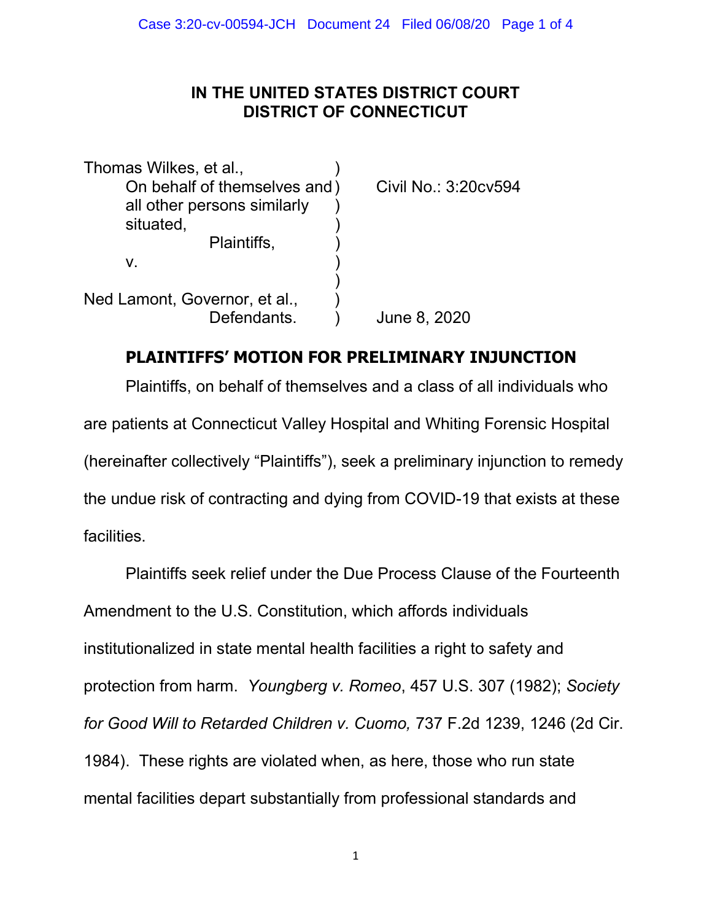# IN THE UNITED STATES DISTRICT COURT
# DISTRICT OF CONNECTICUT

| | | |
|---|---|---|
| Thomas Wilkes, et al., | ) | |
| On behalf of themselves and | ) | Civil No.: 3:20cv594 |
| all other persons similarly | ) | |
| situated, | ) | |
| Plaintiffs, | ) | |
| v. | ) | |
| | ) | |
| Ned Lamont, Governor, et al., | ) | |
| Defendants. | ) | June 8, 2020 |

## PLAINTIFFS' MOTION FOR PRELIMINARY INJUNCTION

Plaintiffs, on behalf of themselves and a class of all individuals who are patients at Connecticut Valley Hospital and Whiting Forensic Hospital (hereinafter collectively "Plaintiffs"), seek a preliminary injunction to remedy the undue risk of contracting and dying from COVID-19 that exists at these facilities.

Plaintiffs seek relief under the Due Process Clause of the Fourteenth Amendment to the U.S. Constitution, which affords individuals institutionalized in state mental health facilities a right to safety and protection from harm. *Youngberg v. Romeo*, 457 U.S. 307 (1982); *Society for Good Will to Retarded Children v. Cuomo,* 737 F.2d 1239, 1246 (2d Cir. 1984). These rights are violated when, as here, those who run state mental facilities depart substantially from professional standards and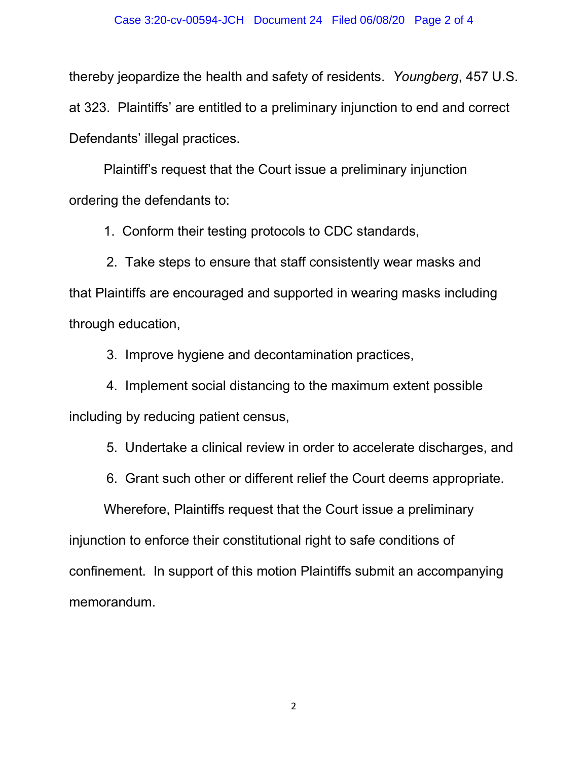thereby jeopardize the health and safety of residents. *Youngberg*, 457 U.S. at 323. Plaintiffs' are entitled to a preliminary injunction to end and correct Defendants' illegal practices.

Plaintiff's request that the Court issue a preliminary injunction ordering the defendants to:

1. Conform their testing protocols to CDC standards,
2. Take steps to ensure that staff consistently wear masks and that Plaintiffs are encouraged and supported in wearing masks including through education,
3. Improve hygiene and decontamination practices,
4. Implement social distancing to the maximum extent possible including by reducing patient census,
5. Undertake a clinical review in order to accelerate discharges, and
6. Grant such other or different relief the Court deems appropriate.

Wherefore, Plaintiffs request that the Court issue a preliminary injunction to enforce their constitutional right to safe conditions of confinement. In support of this motion Plaintiffs submit an accompanying memorandum.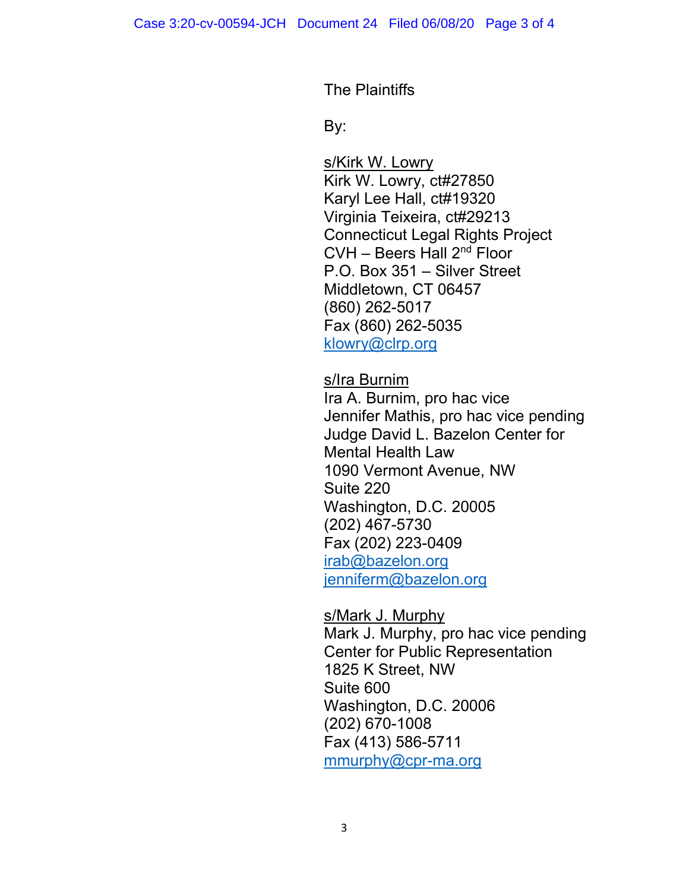The Plaintiffs

By:

s/Kirk W. Lowry
Kirk W. Lowry, ct#27850
Karyl Lee Hall, ct#19320
Virginia Teixeira, ct#29213
Connecticut Legal Rights Project
CVH – Beers Hall 2nd Floor
P.O. Box 351 – Silver Street
Middletown, CT 06457
(860) 262-5017
Fax (860) 262-5035
klowry@clrp.org

s/Ira Burnim
Ira A. Burnim, pro hac vice
Jennifer Mathis, pro hac vice pending
Judge David L. Bazelon Center for Mental Health Law
1090 Vermont Avenue, NW
Suite 220
Washington, D.C. 20005
(202) 467-5730
Fax (202) 223-0409
irab@bazelon.org
jenniferm@bazelon.org

s/Mark J. Murphy
Mark J. Murphy, pro hac vice pending
Center for Public Representation
1825 K Street, NW
Suite 600
Washington, D.C. 20006
(202) 670-1008
Fax (413) 586-5711
mmurphy@cpr-ma.org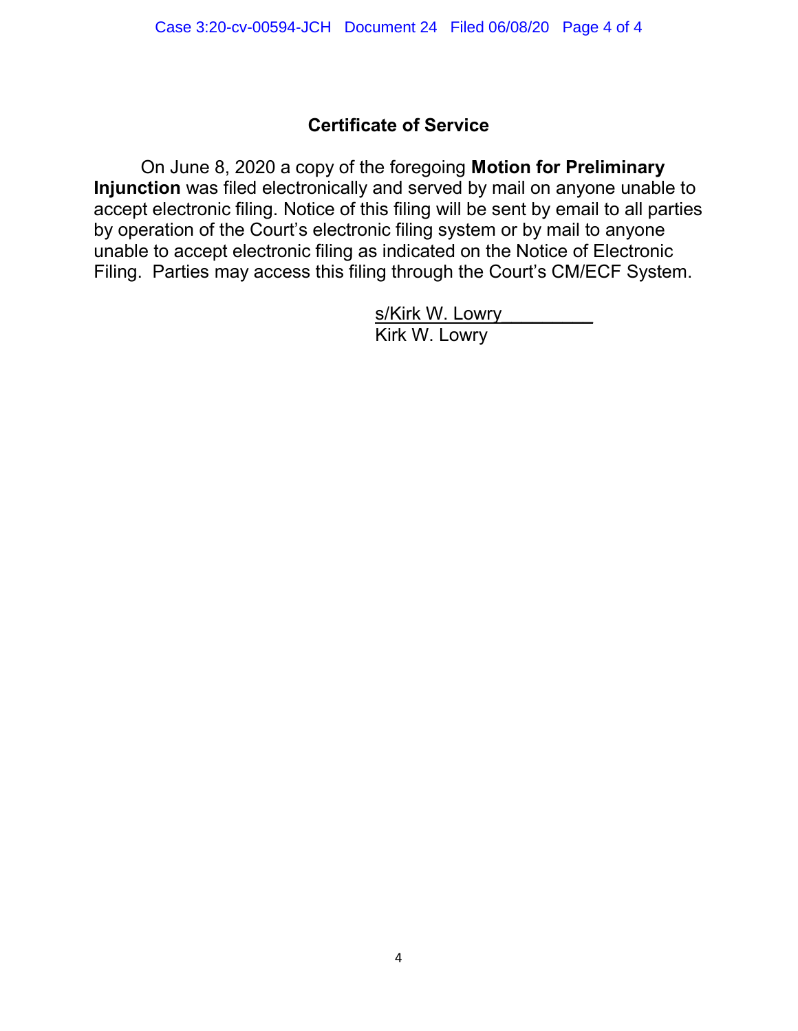## Certificate of Service

On June 8, 2020 a copy of the foregoing **Motion for Preliminary Injunction** was filed electronically and served by mail on anyone unable to accept electronic filing. Notice of this filing will be sent by email to all parties by operation of the Court's electronic filing system or by mail to anyone unable to accept electronic filing as indicated on the Notice of Electronic Filing. Parties may access this filing through the Court's CM/ECF System.

s/Kirk W. Lowry
Kirk W. Lowry